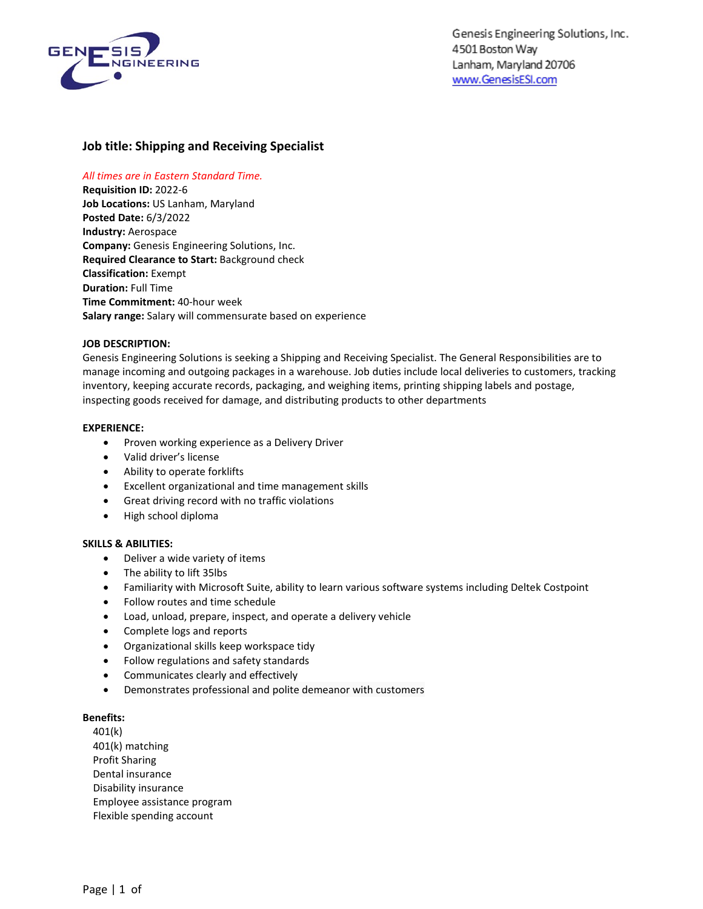Genesis Engineering Solutions, Inc.
4501 Boston Way
Lanham, Maryland 20706
www.GenesisESI.com

## Job title: Shipping and Receiving Specialist

*All times are in Eastern Standard Time.*
**Requisition ID:** 2022-6
**Job Locations:** US Lanham, Maryland
**Posted Date:** 6/3/2022
**Industry:** Aerospace
**Company:** Genesis Engineering Solutions, Inc.
**Required Clearance to Start:** Background check
**Classification:** Exempt
**Duration:** Full Time
**Time Commitment:** 40-hour week
**Salary range:** Salary will commensurate based on experience

**JOB DESCRIPTION:**
Genesis Engineering Solutions is seeking a Shipping and Receiving Specialist. The General Responsibilities are to manage incoming and outgoing packages in a warehouse. Job duties include local deliveries to customers, tracking inventory, keeping accurate records, packaging, and weighing items, printing shipping labels and postage, inspecting goods received for damage, and distributing products to other departments

**EXPERIENCE:**

- Proven working experience as a Delivery Driver
- Valid driver's license
- Ability to operate forklifts
- Excellent organizational and time management skills
- Great driving record with no traffic violations
- High school diploma

**SKILLS & ABILITIES:**

- Deliver a wide variety of items
- The ability to lift 35lbs
- Familiarity with Microsoft Suite, ability to learn various software systems including Deltek Costpoint
- Follow routes and time schedule
- Load, unload, prepare, inspect, and operate a delivery vehicle
- Complete logs and reports
- Organizational skills keep workspace tidy
- Follow regulations and safety standards
- Communicates clearly and effectively
- Demonstrates professional and polite demeanor with customers

**Benefits:**
401(k)
401(k) matching
Profit Sharing
Dental insurance
Disability insurance
Employee assistance program
Flexible spending account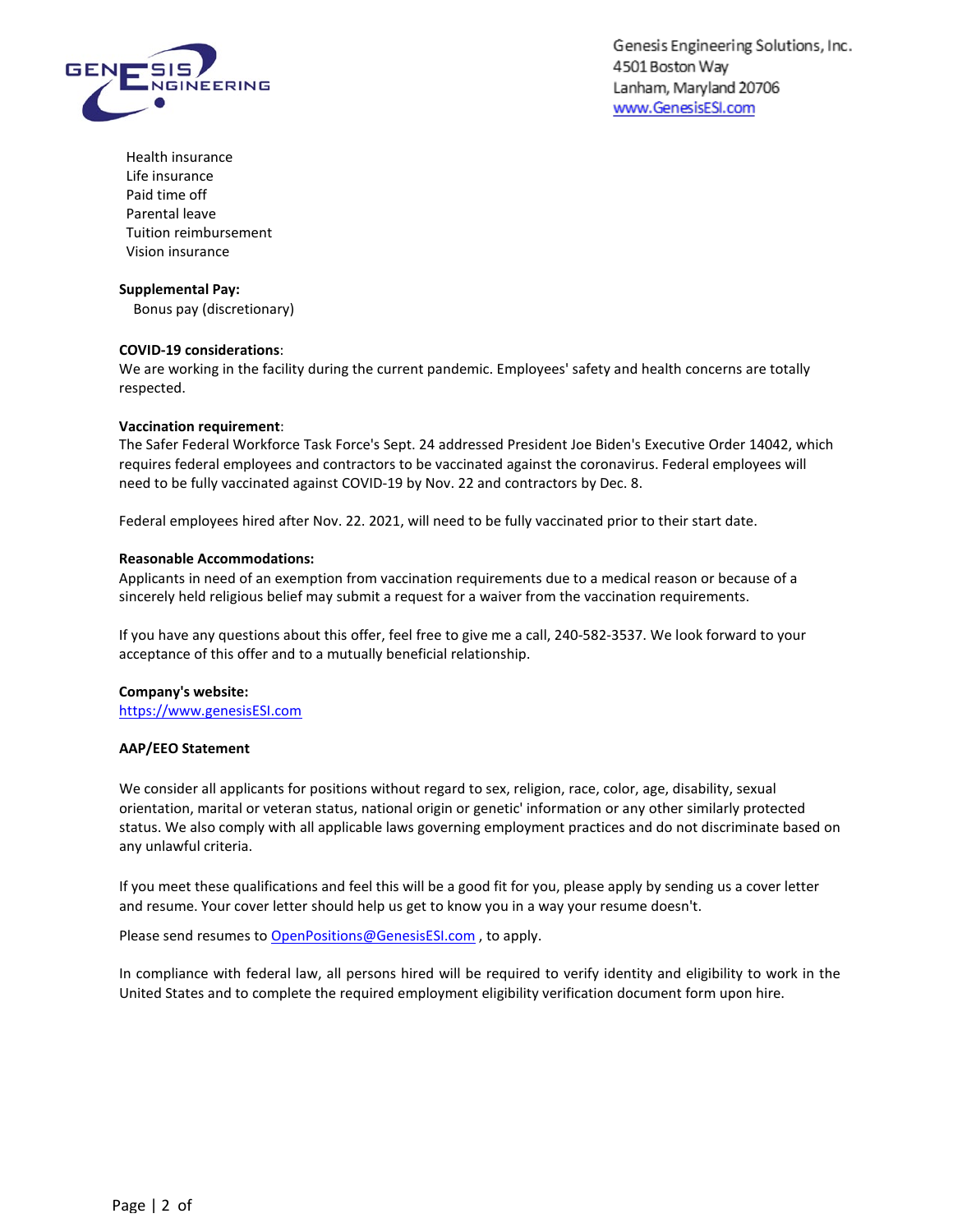- Health insurance
- Life insurance
- Paid time off
- Parental leave
- Tuition reimbursement
- Vision insurance

**Supplemental Pay:**

Bonus pay (discretionary)

**COVID-19 considerations**:

We are working in the facility during the current pandemic. Employees' safety and health concerns are totally respected.

**Vaccination requirement**:

The Safer Federal Workforce Task Force's Sept. 24 addressed President Joe Biden's Executive Order 14042, which requires federal employees and contractors to be vaccinated against the coronavirus. Federal employees will need to be fully vaccinated against COVID-19 by Nov. 22 and contractors by Dec. 8.

Federal employees hired after Nov. 22. 2021, will need to be fully vaccinated prior to their start date.

**Reasonable Accommodations:**

Applicants in need of an exemption from vaccination requirements due to a medical reason or because of a sincerely held religious belief may submit a request for a waiver from the vaccination requirements.

If you have any questions about this offer, feel free to give me a call, 240-582-3537. We look forward to your acceptance of this offer and to a mutually beneficial relationship.

**Company's website:**

https://www.genesisESI.com

**AAP/EEO Statement**

We consider all applicants for positions without regard to sex, religion, race, color, age, disability, sexual orientation, marital or veteran status, national origin or genetic' information or any other similarly protected status. We also comply with all applicable laws governing employment practices and do not discriminate based on any unlawful criteria.

If you meet these qualifications and feel this will be a good fit for you, please apply by sending us a cover letter and resume. Your cover letter should help us get to know you in a way your resume doesn't.

Please send resumes to OpenPositions@GenesisESI.com , to apply.

In compliance with federal law, all persons hired will be required to verify identity and eligibility to work in the United States and to complete the required employment eligibility verification document form upon hire.